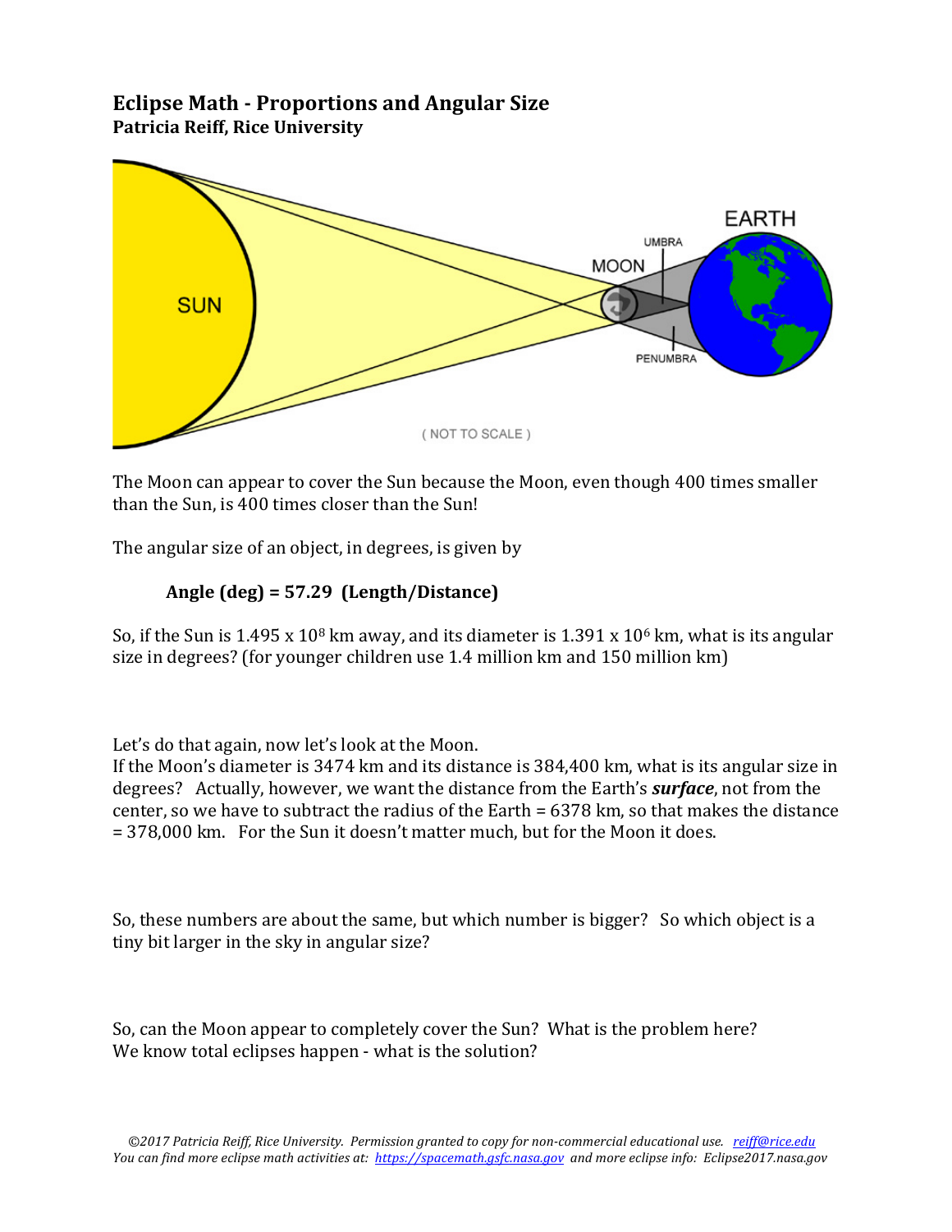# Eclipse Math - Proportions and Angular Size

**Patricia Reiff, Rice University**

The Moon can appear to cover the Sun because the Moon, even though 400 times smaller than the Sun, is 400 times closer than the Sun!

The angular size of an object, in degrees, is given by

**Angle (deg) = 57.29 (Length/Distance)**

So, if the Sun is $1.495 \times 10^8$ km away, and its diameter is $1.391 \times 10^6$ km, what is its angular size in degrees? (for younger children use 1.4 million km and 150 million km)

Let's do that again, now let's look at the Moon.
If the Moon's diameter is 3474 km and its distance is 384,400 km, what is its angular size in degrees? Actually, however, we want the distance from the Earth's ***surface***, not from the center, so we have to subtract the radius of the Earth = 6378 km, so that makes the distance = 378,000 km. For the Sun it doesn't matter much, but for the Moon it does.

So, these numbers are about the same, but which number is bigger? So which object is a tiny bit larger in the sky in angular size?

So, can the Moon appear to completely cover the Sun? What is the problem here? We know total eclipses happen - what is the solution?

*©2017 Patricia Reiff, Rice University. Permission granted to copy for non-commercial educational use. reiff@rice.edu*
*You can find more eclipse math activities at: https://spacemath.gsfc.nasa.gov and more eclipse info: Eclipse2017.nasa.gov*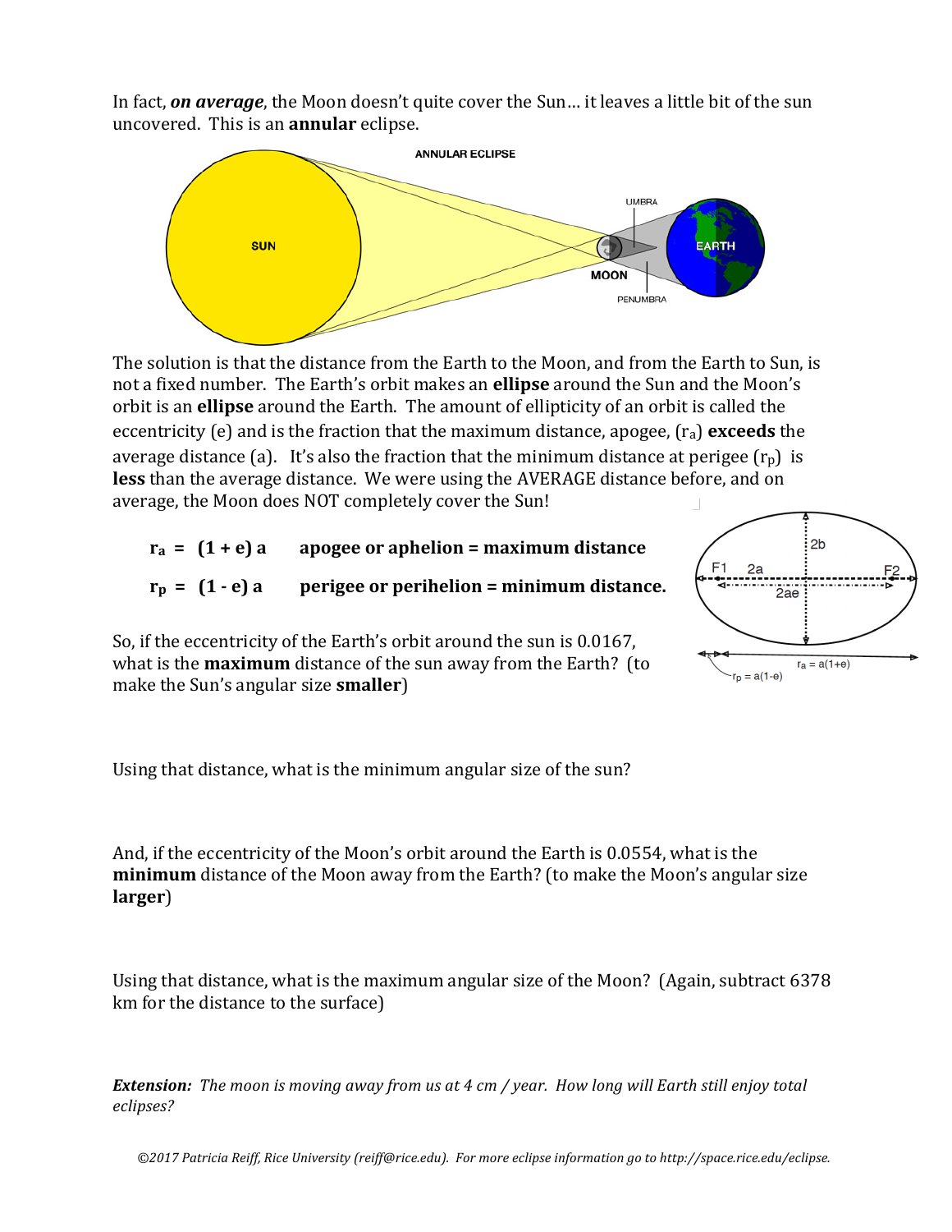In fact, ***on average***, the Moon doesn't quite cover the Sun… it leaves a little bit of the sun uncovered. This is an **annular** eclipse.

ANNULAR ECLIPSE

SUN

UMBRA

EARTH

MOON

PENUMBRA

The solution is that the distance from the Earth to the Moon, and from the Earth to Sun, is not a fixed number. The Earth's orbit makes an **ellipse** around the Sun and the Moon's orbit is an **ellipse** around the Earth. The amount of ellipticity of an orbit is called the eccentricity (e) and is the fraction that the maximum distance, apogee, ($r_a$) **exceeds** the average distance (a). It's also the fraction that the minimum distance at perigee ($r_p$) is **less** than the average distance. We were using the AVERAGE distance before, and on average, the Moon does NOT completely cover the Sun!

**$r_a$ = (1 + e) a** **apogee or aphelion = maximum distance**

**$r_p$ = (1 - e) a** **perigee or perihelion = minimum distance.**

2b

F1 2a F2

2ae

$r_p = a(1-e)$

$r_a = a(1+e)$

So, if the eccentricity of the Earth's orbit around the sun is 0.0167, what is the **maximum** distance of the sun away from the Earth? (to make the Sun's angular size **smaller**)

Using that distance, what is the minimum angular size of the sun?

And, if the eccentricity of the Moon's orbit around the Earth is 0.0554, what is the **minimum** distance of the Moon away from the Earth? (to make the Moon's angular size **larger**)

Using that distance, what is the maximum angular size of the Moon? (Again, subtract 6378 km for the distance to the surface)

***Extension:*** *The moon is moving away from us at 4 cm / year. How long will Earth still enjoy total eclipses?*

*©2017 Patricia Reiff, Rice University (reiff@rice.edu). For more eclipse information go to http://space.rice.edu/eclipse.*